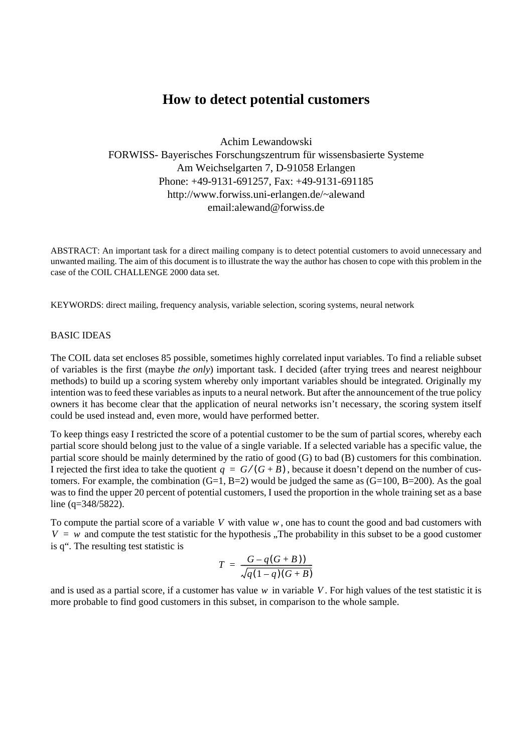# How to detect potential customers

Achim Lewandowski
FORWISS- Bayerisches Forschungszentrum für wissensbasierte Systeme
Am Weichselgarten 7, D-91058 Erlangen
Phone: +49-9131-691257, Fax: +49-9131-691185
http://www.forwiss.uni-erlangen.de/~alewand
email:alewand@forwiss.de

ABSTRACT: An important task for a direct mailing company is to detect potential customers to avoid unnecessary and unwanted mailing. The aim of this document is to illustrate the way the author has chosen to cope with this problem in the case of the COIL CHALLENGE 2000 data set.

KEYWORDS: direct mailing, frequency analysis, variable selection, scoring systems, neural network

## BASIC IDEAS

The COIL data set encloses 85 possible, sometimes highly correlated input variables. To find a reliable subset of variables is the first (maybe *the only*) important task. I decided (after trying trees and nearest neighbour methods) to build up a scoring system whereby only important variables should be integrated. Originally my intention was to feed these variables as inputs to a neural network. But after the announcement of the true policy owners it has become clear that the application of neural networks isn't necessary, the scoring system itself could be used instead and, even more, would have performed better.

To keep things easy I restricted the score of a potential customer to be the sum of partial scores, whereby each partial score should belong just to the value of a single variable. If a selected variable has a specific value, the partial score should be mainly determined by the ratio of good (G) to bad (B) customers for this combination. I rejected the first idea to take the quotient $q = G/(G+B)$, because it doesn't depend on the number of customers. For example, the combination (G=1, B=2) would be judged the same as (G=100, B=200). As the goal was to find the upper 20 percent of potential customers, I used the proportion in the whole training set as a base line (q=348/5822).

To compute the partial score of a variable $V$ with value $w$, one has to count the good and bad customers with $V = w$ and compute the test statistic for the hypothesis „The probability in this subset to be a good customer is q“. The resulting test statistic is

$$T = \frac{G - q(G+B))}{\sqrt{q(1-q)(G+B)}}$$

and is used as a partial score, if a customer has value $w$ in variable $V$. For high values of the test statistic it is more probable to find good customers in this subset, in comparison to the whole sample.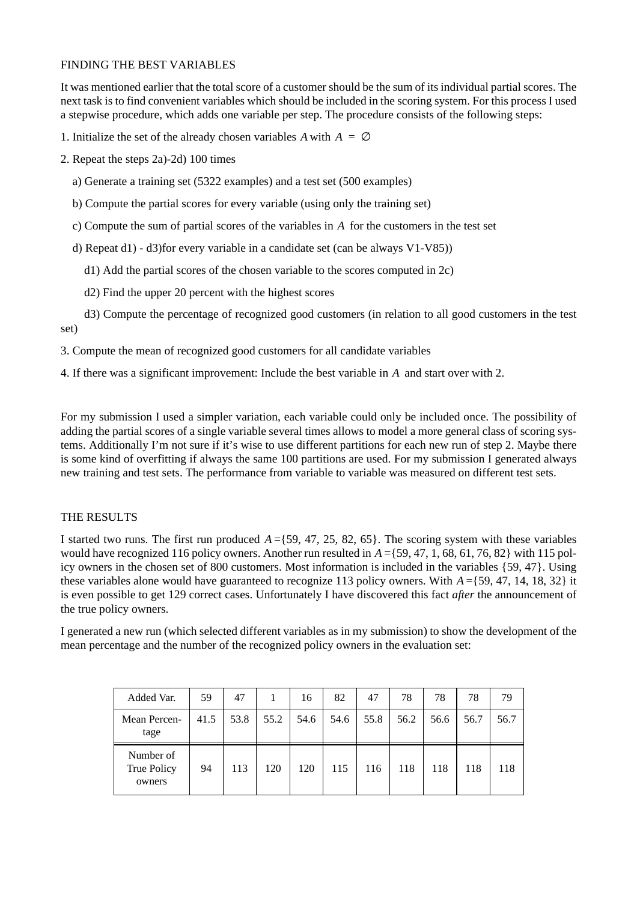## FINDING THE BEST VARIABLES

It was mentioned earlier that the total score of a customer should be the sum of its individual partial scores. The next task is to find convenient variables which should be included in the scoring system. For this process I used a stepwise procedure, which adds one variable per step. The procedure consists of the following steps:

1. Initialize the set of the already chosen variables $A$ with $A = \emptyset$

2. Repeat the steps 2a)-2d) 100 times

   a) Generate a training set (5322 examples) and a test set (500 examples)

   b) Compute the partial scores for every variable (using only the training set)

   c) Compute the sum of partial scores of the variables in $A$ for the customers in the test set

   d) Repeat d1) - d3)for every variable in a candidate set (can be always V1-V85))

      d1) Add the partial scores of the chosen variable to the scores computed in 2c)

      d2) Find the upper 20 percent with the highest scores

      d3) Compute the percentage of recognized good customers (in relation to all good customers in the test set)

3. Compute the mean of recognized good customers for all candidate variables

4. If there was a significant improvement: Include the best variable in $A$ and start over with 2.

For my submission I used a simpler variation, each variable could only be included once. The possibility of adding the partial scores of a single variable several times allows to model a more general class of scoring systems. Additionally I'm not sure if it's wise to use different partitions for each new run of step 2. Maybe there is some kind of overfitting if always the same 100 partitions are used. For my submission I generated always new training and test sets. The performance from variable to variable was measured on different test sets.

## THE RESULTS

I started two runs. The first run produced $A = \{59, 47, 25, 82, 65\}$. The scoring system with these variables would have recognized 116 policy owners. Another run resulted in $A = \{59, 47, 1, 68, 61, 76, 82\}$ with 115 policy owners in the chosen set of 800 customers. Most information is included in the variables {59, 47}. Using these variables alone would have guaranteed to recognize 113 policy owners. With $A = \{59, 47, 14, 18, 32\}$ it is even possible to get 129 correct cases. Unfortunately I have discovered this fact *after* the announcement of the true policy owners.

I generated a new run (which selected different variables as in my submission) to show the development of the mean percentage and the number of the recognized policy owners in the evaluation set:

| Added Var. | 59 | 47 | 1 | 16 | 82 | 47 | 78 | 78 | 78 | 79 |
|---|---|---|---|---|---|---|---|---|---|---|
| Mean Percentage | 41.5 | 53.8 | 55.2 | 54.6 | 54.6 | 55.8 | 56.2 | 56.6 | 56.7 | 56.7 |
| Number of True Policy owners | 94 | 113 | 120 | 120 | 115 | 116 | 118 | 118 | 118 | 118 |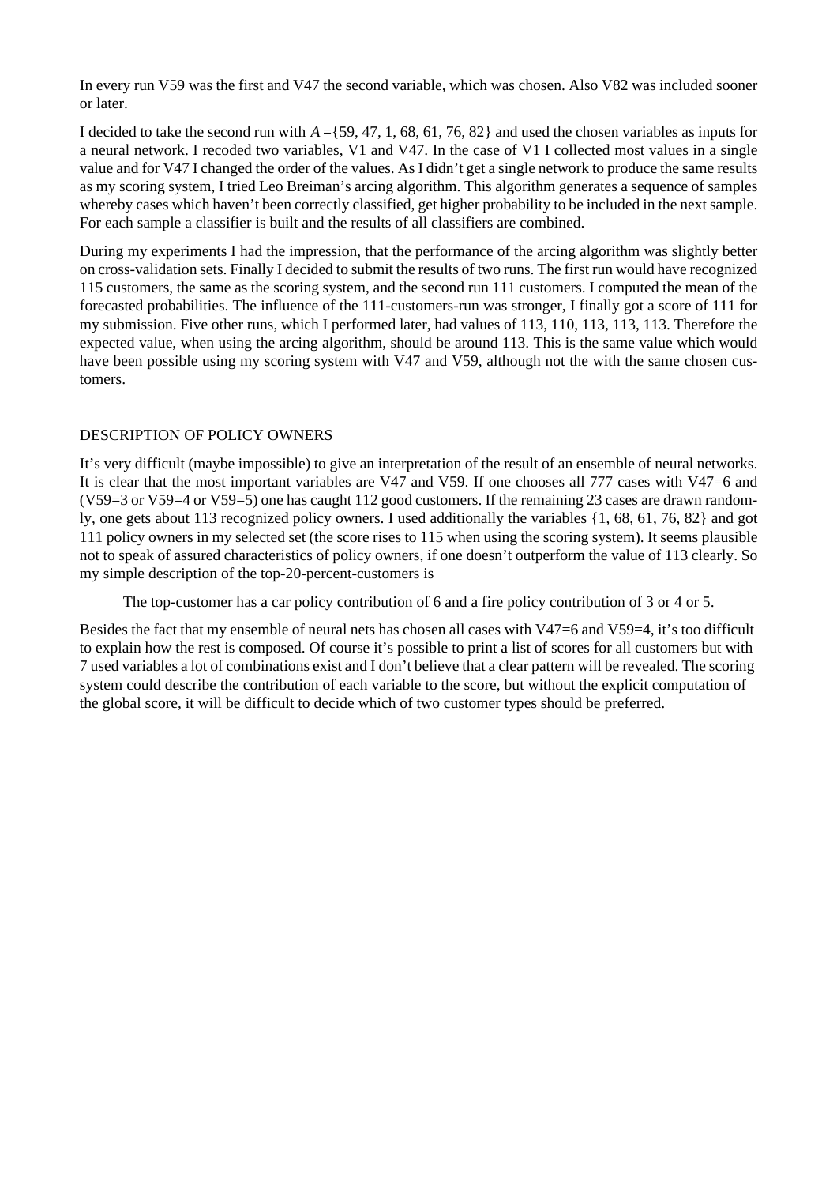In every run V59 was the first and V47 the second variable, which was chosen. Also V82 was included sooner or later.

I decided to take the second run with $A$ ={59, 47, 1, 68, 61, 76, 82} and used the chosen variables as inputs for a neural network. I recoded two variables, V1 and V47. In the case of V1 I collected most values in a single value and for V47 I changed the order of the values. As I didn't get a single network to produce the same results as my scoring system, I tried Leo Breiman's arcing algorithm. This algorithm generates a sequence of samples whereby cases which haven't been correctly classified, get higher probability to be included in the next sample. For each sample a classifier is built and the results of all classifiers are combined.

During my experiments I had the impression, that the performance of the arcing algorithm was slightly better on cross-validation sets. Finally I decided to submit the results of two runs. The first run would have recognized 115 customers, the same as the scoring system, and the second run 111 customers. I computed the mean of the forecasted probabilities. The influence of the 111-customers-run was stronger, I finally got a score of 111 for my submission. Five other runs, which I performed later, had values of 113, 110, 113, 113, 113. Therefore the expected value, when using the arcing algorithm, should be around 113. This is the same value which would have been possible using my scoring system with V47 and V59, although not the with the same chosen customers.

## DESCRIPTION OF POLICY OWNERS

It's very difficult (maybe impossible) to give an interpretation of the result of an ensemble of neural networks. It is clear that the most important variables are V47 and V59. If one chooses all 777 cases with V47=6 and (V59=3 or V59=4 or V59=5) one has caught 112 good customers. If the remaining 23 cases are drawn randomly, one gets about 113 recognized policy owners. I used additionally the variables {1, 68, 61, 76, 82} and got 111 policy owners in my selected set (the score rises to 115 when using the scoring system). It seems plausible not to speak of assured characteristics of policy owners, if one doesn't outperform the value of 113 clearly. So my simple description of the top-20-percent-customers is

> The top-customer has a car policy contribution of 6 and a fire policy contribution of 3 or 4 or 5.

Besides the fact that my ensemble of neural nets has chosen all cases with V47=6 and V59=4, it's too difficult to explain how the rest is composed. Of course it's possible to print a list of scores for all customers but with 7 used variables a lot of combinations exist and I don't believe that a clear pattern will be revealed. The scoring system could describe the contribution of each variable to the score, but without the explicit computation of the global score, it will be difficult to decide which of two customer types should be preferred.